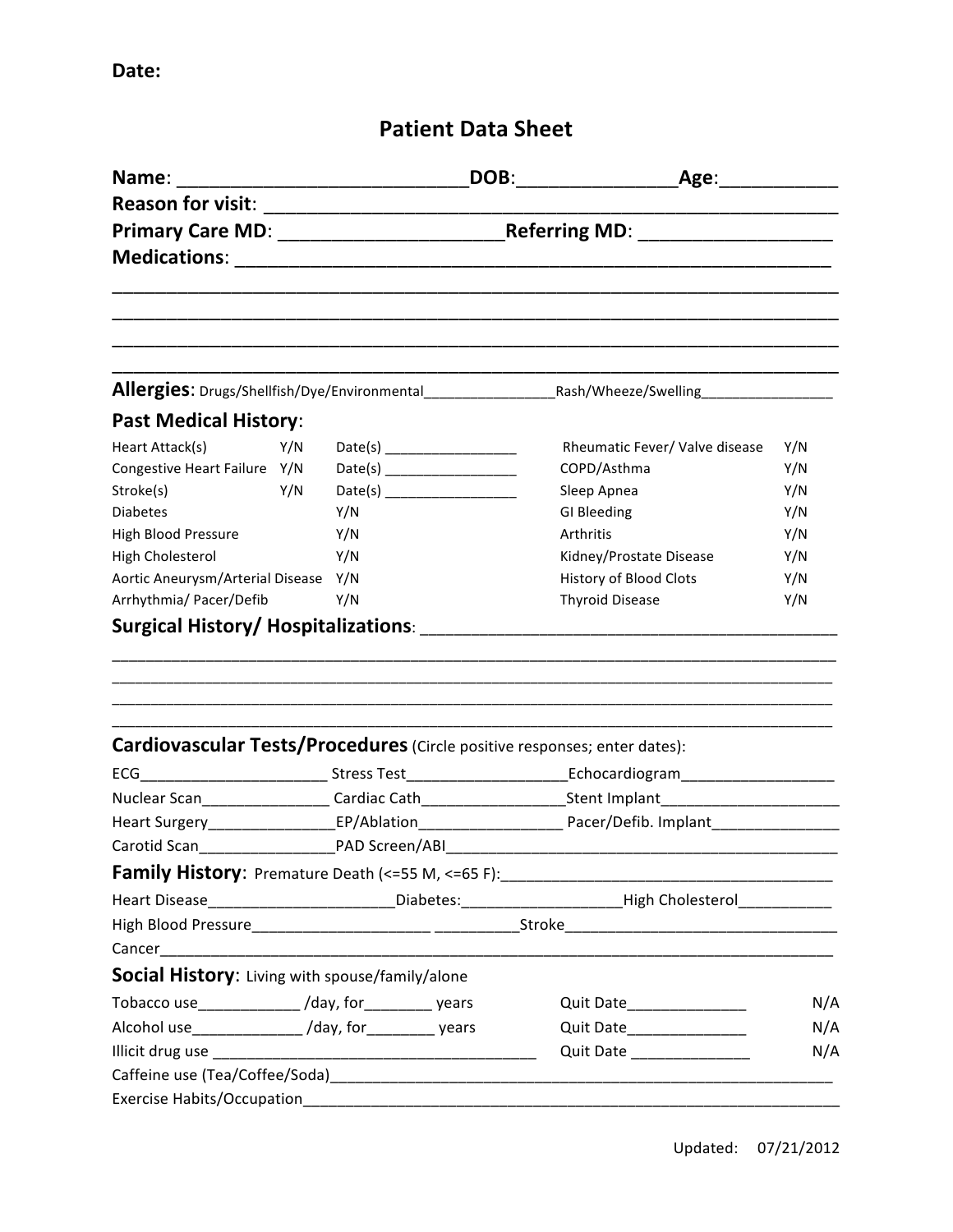**Date:**

# Patient Data Sheet

**Name**: ____________________________ **DOB**:_______________ **Age**:___________

**Reason for visit**: ____________________________________________________________

**Primary Care MD**: _____________________ **Referring MD**: __________________

**Medications**: __________________________________________________________

____________________________________________________________________________

____________________________________________________________________________

____________________________________________________________________________

____________________________________________________________________________

**Allergies**: Drugs/Shellfish/Dye/Environmental________________ Rash/Wheeze/Swelling________________

## Past Medical History:

| | | | | |
|---|---|---|---|---|
| Heart Attack(s) | Y/N | Date(s) _________________ | Rheumatic Fever/ Valve disease | Y/N |
| Congestive Heart Failure | Y/N | Date(s) _________________ | COPD/Asthma | Y/N |
| Stroke(s) | Y/N | Date(s) _________________ | Sleep Apnea | Y/N |
| Diabetes | Y/N | | GI Bleeding | Y/N |
| High Blood Pressure | Y/N | | Arthritis | Y/N |
| High Cholesterol | Y/N | | Kidney/Prostate Disease | Y/N |
| Aortic Aneurysm/Arterial Disease | Y/N | | History of Blood Clots | Y/N |
| Arrhythmia/ Pacer/Defib | Y/N | | Thyroid Disease | Y/N |

## Surgical History/ Hospitalizations: ___________________________________________

____________________________________________________________________________

____________________________________________________________________________

____________________________________________________________________________

____________________________________________________________________________

## Cardiovascular Tests/Procedures (Circle positive responses; enter dates):

ECG_____________________ Stress Test__________________ Echocardiogram_________________

Nuclear Scan_______________ Cardiac Cath________________ Stent Implant_____________________

Heart Surgery_______________ EP/Ablation________________ Pacer/Defib. Implant_______________

Carotid Scan________________ PAD Screen/ABI_____________________________________________

## Family History: Premature Death (<=55 M, <=65 F):_______________________________________

Heart Disease______________________ Diabetes:__________________ High Cholesterol___________

High Blood Pressure_____________________ __________ Stroke________________________________

Cancer_______________________________________________________________________________

## Social History: Living with spouse/family/alone

| | | |
|---|---|---|
| Tobacco use____________ /day, for________ years | Quit Date______________ | N/A |
| Alcohol use_____________ /day, for________ years | Quit Date______________ | N/A |
| Illicit drug use ______________________________________ | Quit Date ______________ | N/A |

Caffeine use (Tea/Coffee/Soda)___________________________________________________________

Exercise Habits/Occupation______________________________________________________________

Updated: 07/21/2012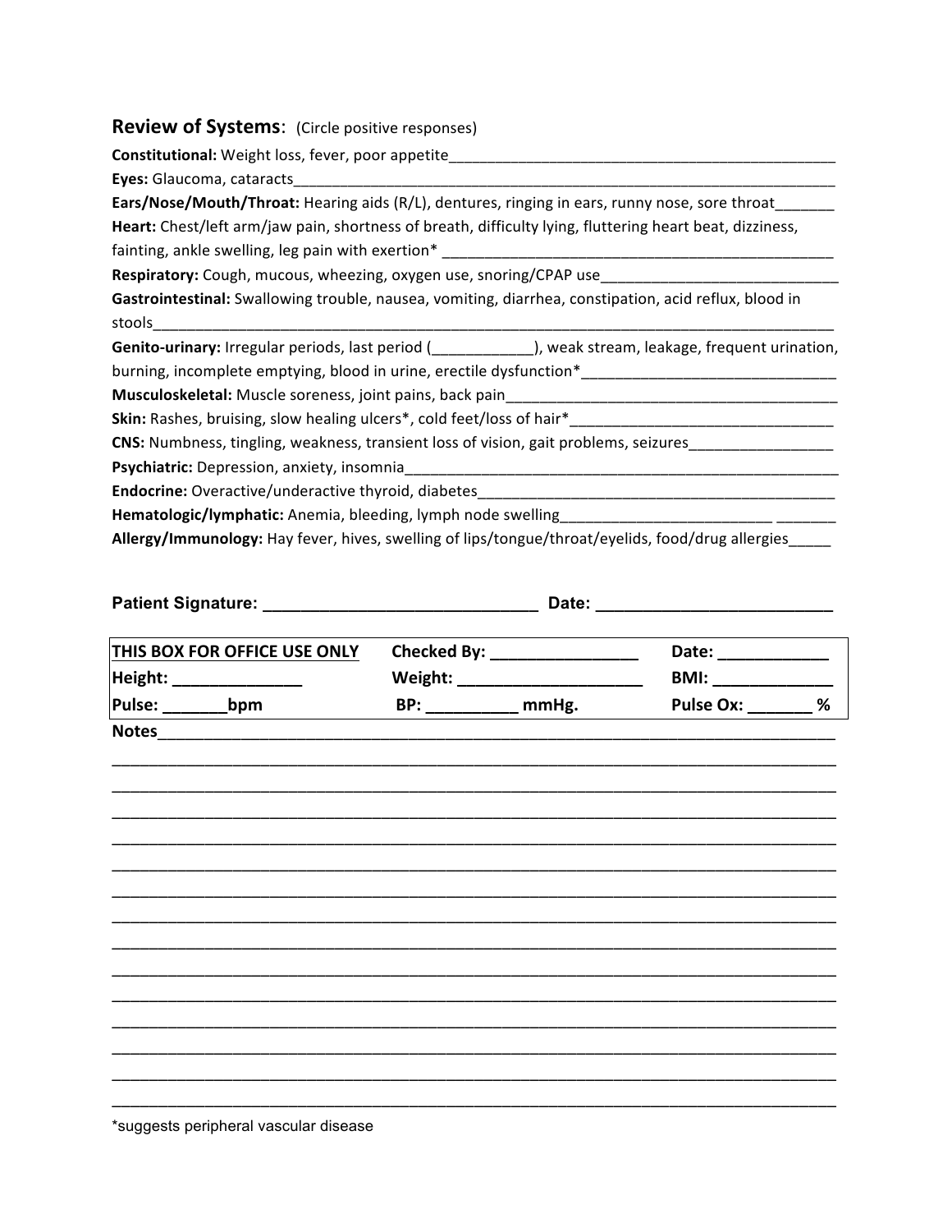**Review of Systems**: (Circle positive responses)

**Constitutional:** Weight loss, fever, poor appetite_______________________________________________

**Eyes:** Glaucoma, cataracts_____________________________________________________________

**Ears/Nose/Mouth/Throat:** Hearing aids (R/L), dentures, ringing in ears, runny nose, sore throat_______

**Heart:** Chest/left arm/jaw pain, shortness of breath, difficulty lying, fluttering heart beat, dizziness, fainting, ankle swelling, leg pain with exertion* _______________________________________________

**Respiratory:** Cough, mucous, wheezing, oxygen use, snoring/CPAP use____________________________

**Gastrointestinal:** Swallowing trouble, nausea, vomiting, diarrhea, constipation, acid reflux, blood in stools_________________________________________________________________________________

**Genito-urinary:** Irregular periods, last period (____________), weak stream, leakage, frequent urination, burning, incomplete emptying, blood in urine, erectile dysfunction*______________________________

**Musculoskeletal:** Muscle soreness, joint pains, back pain________________________________________

**Skin:** Rashes, bruising, slow healing ulcers*, cold feet/loss of hair*________________________________

**CNS:** Numbness, tingling, weakness, transient loss of vision, gait problems, seizures_________________

**Psychiatric:** Depression, anxiety, insomnia_______________________________________________________

**Endocrine:** Overactive/underactive thyroid, diabetes_____________________________________________

**Hematologic/lymphatic:** Anemia, bleeding, lymph node swelling_________________________ _______

**Allergy/Immunology:** Hay fever, hives, swelling of lips/tongue/throat/eyelids, food/drug allergies_____

**Patient Signature:** ______________________________ **Date:** _________________________

| | | |
|---|---|---|
| **THIS BOX FOR OFFICE USE ONLY** | **Checked By:** ________________ | **Date:** ____________ |
| **Height:** ______________ | **Weight:** ____________________ | **BMI:** _____________ |
| **Pulse:** _______bpm | **BP:** __________ mmHg. | **Pulse Ox:** _______ % |

**Notes**_____________________________________________________________________________

________________________________________________________________________________

________________________________________________________________________________

________________________________________________________________________________

________________________________________________________________________________

________________________________________________________________________________

________________________________________________________________________________

________________________________________________________________________________

________________________________________________________________________________

________________________________________________________________________________

________________________________________________________________________________

________________________________________________________________________________

________________________________________________________________________________

________________________________________________________________________________

________________________________________________________________________________

*suggests peripheral vascular disease